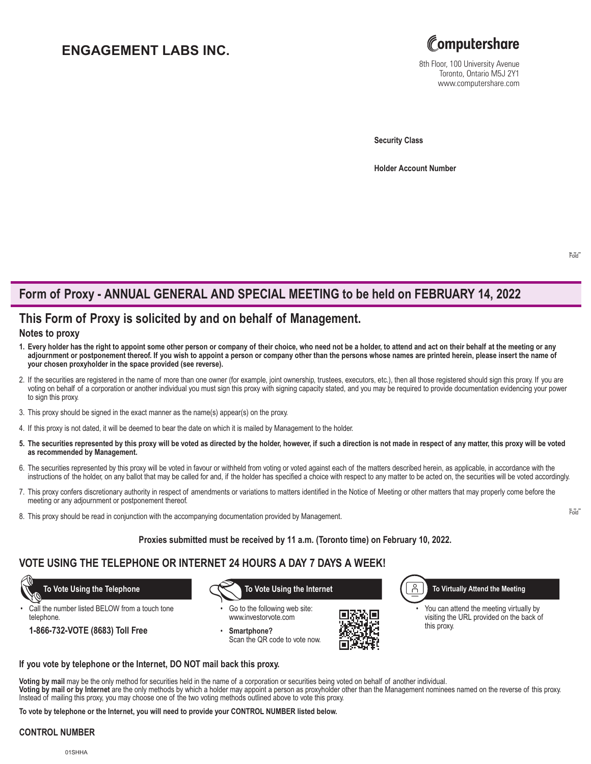# ENGAGEMENT LABS INC.

Computershare

8th Floor, 100 University Avenue
Toronto, Ontario M5J 2Y1
www.computershare.com

**Security Class**

**Holder Account Number**

Fold

## Form of Proxy - ANNUAL GENERAL AND SPECIAL MEETING to be held on FEBRUARY 14, 2022

## This Form of Proxy is solicited by and on behalf of Management.

### Notes to proxy

1. **Every holder has the right to appoint some other person or company of their choice, who need not be a holder, to attend and act on their behalf at the meeting or any adjournment or postponement thereof. If you wish to appoint a person or company other than the persons whose names are printed herein, please insert the name of your chosen proxyholder in the space provided (see reverse).**
2. If the securities are registered in the name of more than one owner (for example, joint ownership, trustees, executors, etc.), then all those registered should sign this proxy. If you are voting on behalf of a corporation or another individual you must sign this proxy with signing capacity stated, and you may be required to provide documentation evidencing your power to sign this proxy.
3. This proxy should be signed in the exact manner as the name(s) appear(s) on the proxy.
4. If this proxy is not dated, it will be deemed to bear the date on which it is mailed by Management to the holder.
5. **The securities represented by this proxy will be voted as directed by the holder, however, if such a direction is not made in respect of any matter, this proxy will be voted as recommended by Management.**
6. The securities represented by this proxy will be voted in favour or withheld from voting or voted against each of the matters described herein, as applicable, in accordance with the instructions of the holder, on any ballot that may be called for and, if the holder has specified a choice with respect to any matter to be acted on, the securities will be voted accordingly.
7. This proxy confers discretionary authority in respect of amendments or variations to matters identified in the Notice of Meeting or other matters that may properly come before the meeting or any adjournment or postponement thereof.
8. This proxy should be read in conjunction with the accompanying documentation provided by Management.

Fold

**Proxies submitted must be received by 11 a.m. (Toronto time) on February 10, 2022.**

## VOTE USING THE TELEPHONE OR INTERNET 24 HOURS A DAY 7 DAYS A WEEK!

**To Vote Using the Telephone**

- Call the number listed BELOW from a touch tone telephone.

**1-866-732-VOTE (8683) Toll Free**

**To Vote Using the Internet**

- Go to the following web site: www.investorvote.com
- **Smartphone?** Scan the QR code to vote now.

**To Virtually Attend the Meeting**

- You can attend the meeting virtually by visiting the URL provided on the back of this proxy.

**If you vote by telephone or the Internet, DO NOT mail back this proxy.**

**Voting by mail** may be the only method for securities held in the name of a corporation or securities being voted on behalf of another individual.
**Voting by mail or by Internet** are the only methods by which a holder may appoint a person as proxyholder other than the Management nominees named on the reverse of this proxy. Instead of mailing this proxy, you may choose one of the two voting methods outlined above to vote this proxy.

**To vote by telephone or the Internet, you will need to provide your CONTROL NUMBER listed below.**

**CONTROL NUMBER**

01SHHA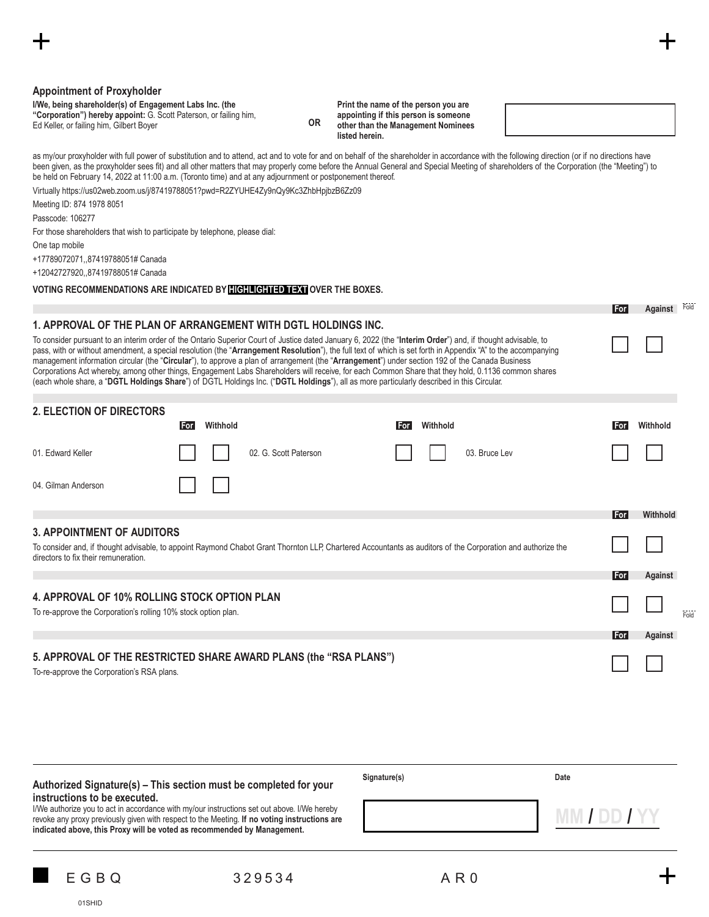## Appointment of Proxyholder

**I/We, being shareholder(s) of Engagement Labs Inc. (the "Corporation") hereby appoint:** G. Scott Paterson, or failing him, Ed Keller, or failing him, Gilbert Boyer

**OR**

**Print the name of the person you are appointing if this person is someone other than the Management Nominees listed herein.**

as my/our proxyholder with full power of substitution and to attend, act and to vote for and on behalf of the shareholder in accordance with the following direction (or if no directions have been given, as the proxyholder sees fit) and all other matters that may properly come before the Annual General and Special Meeting of shareholders of the Corporation (the "Meeting") to be held on February 14, 2022 at 11:00 a.m. (Toronto time) and at any adjournment or postponement thereof.

Virtually https://us02web.zoom.us/j/87419788051?pwd=R2ZYUHE4Zy9nQy9Kc3ZhbHpjbzB6Zz09

Meeting ID: 874 1978 8051

Passcode: 106277

For those shareholders that wish to participate by telephone, please dial:

One tap mobile

+17789072071,,87419788051# Canada

+12042727920,,87419788051# Canada

**VOTING RECOMMENDATIONS ARE INDICATED BY HIGHLIGHTED TEXT OVER THE BOXES.**

### 1. APPROVAL OF THE PLAN OF ARRANGEMENT WITH DGTL HOLDINGS INC.

**For** / **Against**

To consider pursuant to an interim order of the Ontario Superior Court of Justice dated January 6, 2022 (the "**Interim Order**") and, if thought advisable, to pass, with or without amendment, a special resolution (the "**Arrangement Resolution**"), the full text of which is set forth in Appendix "A" to the accompanying management information circular (the "**Circular**"), to approve a plan of arrangement (the "**Arrangement**") under section 192 of the Canada Business Corporations Act whereby, among other things, Engagement Labs Shareholders will receive, for each Common Share that they hold, 0.1136 common shares (each whole share, a "**DGTL Holdings Share**") of DGTL Holdings Inc. ("**DGTL Holdings**"), all as more particularly described in this Circular.

### 2. ELECTION OF DIRECTORS

| | For | Withhold |
|---|---|---|
| 01. Edward Keller | ☐ | ☐ |
| 02. G. Scott Paterson | ☐ | ☐ |
| 03. Bruce Lev | ☐ | ☐ |
| 04. Gilman Anderson | ☐ | ☐ |

### 3. APPOINTMENT OF AUDITORS

**For** / **Withhold**

To consider and, if thought advisable, to appoint Raymond Chabot Grant Thornton LLP, Chartered Accountants as auditors of the Corporation and authorize the directors to fix their remuneration.

### 4. APPROVAL OF 10% ROLLING STOCK OPTION PLAN

**For** / **Against**

To re-approve the Corporation's rolling 10% stock option plan.

### 5. APPROVAL OF THE RESTRICTED SHARE AWARD PLANS (the "RSA PLANS")

**For** / **Against**

To-re-approve the Corporation's RSA plans.

**Authorized Signature(s) – This section must be completed for your instructions to be executed.**

I/We authorize you to act in accordance with my/our instructions set out above. I/We hereby revoke any proxy previously given with respect to the Meeting. **If no voting instructions are indicated above, this Proxy will be voted as recommended by Management.**

Signature(s)

Date

MM / DD / YY

EGBQ 329534 AR0

01SHID